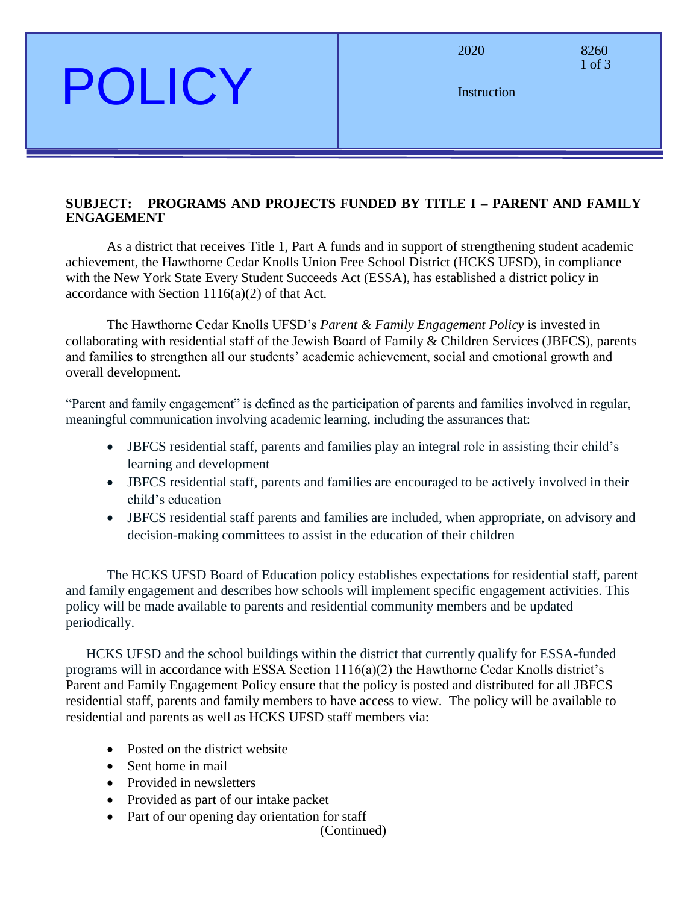**SUBJECT: PROGRAMS AND PROJECTS FUNDED BY TITLE I – PARENT AND FAMILY ENGAGEMENT**

As a district that receives Title 1, Part A funds and in support of strengthening student academic achievement, the Hawthorne Cedar Knolls Union Free School District (HCKS UFSD), in compliance with the New York State Every Student Succeeds Act (ESSA), has established a district policy in accordance with Section 1116(a)(2) of that Act.

The Hawthorne Cedar Knolls UFSD's *Parent & Family Engagement Policy* is invested in collaborating with residential staff of the Jewish Board of Family & Children Services (JBFCS), parents and families to strengthen all our students' academic achievement, social and emotional growth and overall development.

"Parent and family engagement" is defined as the participation of parents and families involved in regular, meaningful communication involving academic learning, including the assurances that:

- JBFCS residential staff, parents and families play an integral role in assisting their child's learning and development
- JBFCS residential staff, parents and families are encouraged to be actively involved in their child's education
- JBFCS residential staff parents and families are included, when appropriate, on advisory and decision-making committees to assist in the education of their children

The HCKS UFSD Board of Education policy establishes expectations for residential staff, parent and family engagement and describes how schools will implement specific engagement activities. This policy will be made available to parents and residential community members and be updated periodically.

HCKS UFSD and the school buildings within the district that currently qualify for ESSA-funded programs will in accordance with ESSA Section 1116(a)(2) the Hawthorne Cedar Knolls district's Parent and Family Engagement Policy ensure that the policy is posted and distributed for all JBFCS residential staff, parents and family members to have access to view. The policy will be available to residential and parents as well as HCKS UFSD staff members via:

- Posted on the district website
- Sent home in mail
- Provided in newsletters
- Provided as part of our intake packet
- Part of our opening day orientation for staff

(Continued)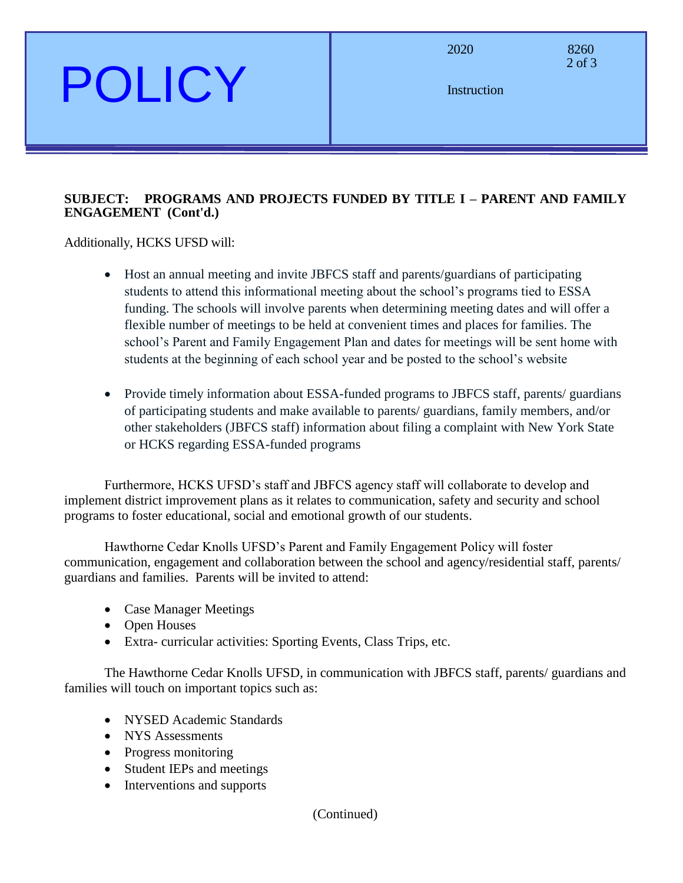**SUBJECT: PROGRAMS AND PROJECTS FUNDED BY TITLE I – PARENT AND FAMILY ENGAGEMENT (Cont'd.)**

Additionally, HCKS UFSD will:

- Host an annual meeting and invite JBFCS staff and parents/guardians of participating students to attend this informational meeting about the school's programs tied to ESSA funding. The schools will involve parents when determining meeting dates and will offer a flexible number of meetings to be held at convenient times and places for families. The school's Parent and Family Engagement Plan and dates for meetings will be sent home with students at the beginning of each school year and be posted to the school's website

- Provide timely information about ESSA-funded programs to JBFCS staff, parents/ guardians of participating students and make available to parents/ guardians, family members, and/or other stakeholders (JBFCS staff) information about filing a complaint with New York State or HCKS regarding ESSA-funded programs

Furthermore, HCKS UFSD's staff and JBFCS agency staff will collaborate to develop and implement district improvement plans as it relates to communication, safety and security and school programs to foster educational, social and emotional growth of our students.

Hawthorne Cedar Knolls UFSD's Parent and Family Engagement Policy will foster communication, engagement and collaboration between the school and agency/residential staff, parents/ guardians and families. Parents will be invited to attend:

- Case Manager Meetings
- Open Houses
- Extra- curricular activities: Sporting Events, Class Trips, etc.

The Hawthorne Cedar Knolls UFSD, in communication with JBFCS staff, parents/ guardians and families will touch on important topics such as:

- NYSED Academic Standards
- NYS Assessments
- Progress monitoring
- Student IEPs and meetings
- Interventions and supports

(Continued)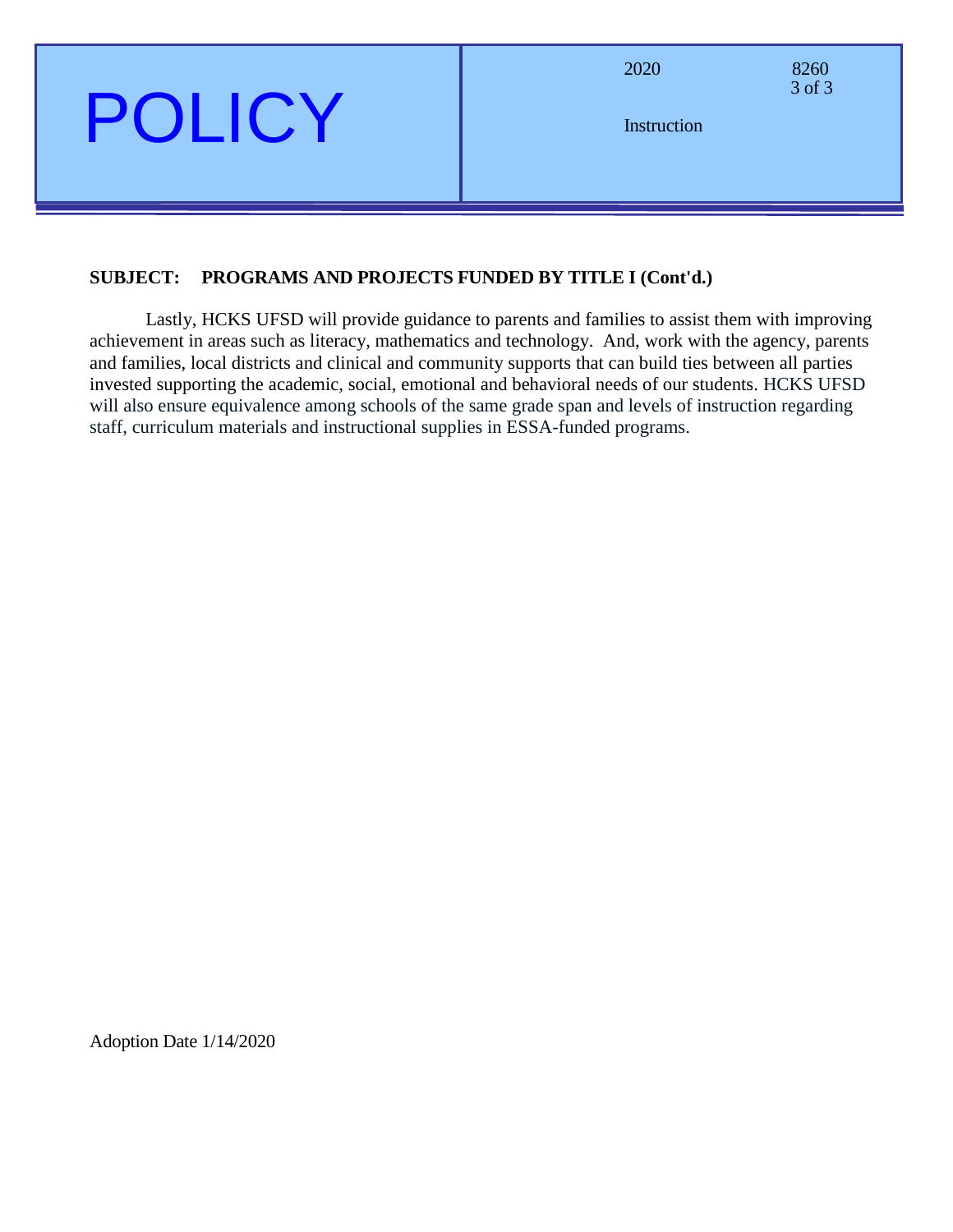**SUBJECT: PROGRAMS AND PROJECTS FUNDED BY TITLE I (Cont'd.)**

Lastly, HCKS UFSD will provide guidance to parents and families to assist them with improving achievement in areas such as literacy, mathematics and technology. And, work with the agency, parents and families, local districts and clinical and community supports that can build ties between all parties invested supporting the academic, social, emotional and behavioral needs of our students. HCKS UFSD will also ensure equivalence among schools of the same grade span and levels of instruction regarding staff, curriculum materials and instructional supplies in ESSA-funded programs.

Adoption Date 1/14/2020